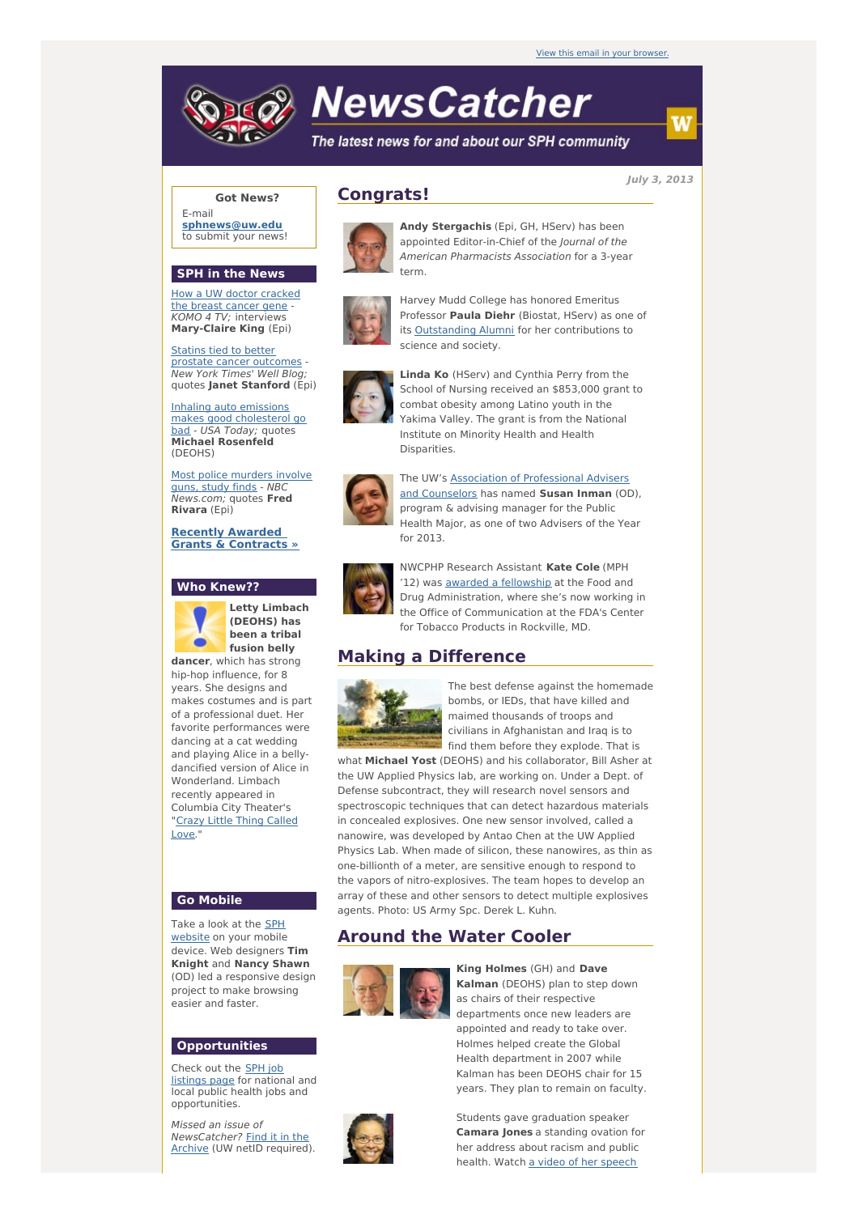View this email in your browser.

# NewsCatcher

*The latest news for and about our SPH community*

*July 3, 2013*

## Got News?

E-mail **sphnews@uw.edu** to submit your news!

## SPH in the News

How a UW doctor cracked the breast cancer gene - *KOMO 4 TV;* interviews **Mary-Claire King** (Epi)

Statins tied to better prostate cancer outcomes - *New York Times' Well Blog;* quotes **Janet Stanford** (Epi)

Inhaling auto emissions makes good cholesterol go bad - *USA Today;* quotes **Michael Rosenfeld** (DEOHS)

Most police murders involve guns, study finds - *NBC News.com;* quotes **Fred Rivara** (Epi)

**Recently Awarded Grants & Contracts »**

## Who Knew??

**Letty Limbach (DEOHS) has been a tribal fusion belly dancer**, which has strong hip-hop influence, for 8 years. She designs and makes costumes and is part of a professional duet. Her favorite performances were dancing at a cat wedding and playing Alice in a belly-dancified version of Alice in Wonderland. Limbach recently appeared in Columbia City Theater's "Crazy Little Thing Called Love."

## Go Mobile

Take a look at the SPH website on your mobile device. Web designers **Tim Knight** and **Nancy Shawn** (OD) led a responsive design project to make browsing easier and faster.

## Opportunities

Check out the SPH job listings page for national and local public health jobs and opportunities.

*Missed an issue of NewsCatcher?* Find it in the Archive (UW netID required).

## Congrats!

**Andy Stergachis** (Epi, GH, HServ) has been appointed Editor-in-Chief of the *Journal of the American Pharmacists Association* for a 3-year term.

Harvey Mudd College has honored Emeritus Professor **Paula Diehr** (Biostat, HServ) as one of its Outstanding Alumni for her contributions to science and society.

**Linda Ko** (HServ) and Cynthia Perry from the School of Nursing received an $853,000 grant to combat obesity among Latino youth in the Yakima Valley. The grant is from the National Institute on Minority Health and Health Disparities.

The UW's Association of Professional Advisers and Counselors has named **Susan Inman** (OD), program & advising manager for the Public Health Major, as one of two Advisers of the Year for 2013.

NWCPHP Research Assistant **Kate Cole** (MPH '12) was awarded a fellowship at the Food and Drug Administration, where she's now working in the Office of Communication at the FDA's Center for Tobacco Products in Rockville, MD.

## Making a Difference

The best defense against the homemade bombs, or IEDs, that have killed and maimed thousands of troops and civilians in Afghanistan and Iraq is to find them before they explode. That is what **Michael Yost** (DEOHS) and his collaborator, Bill Asher at the UW Applied Physics lab, are working on. Under a Dept. of Defense subcontract, they will research novel sensors and spectroscopic techniques that can detect hazardous materials in concealed explosives. One new sensor involved, called a nanowire, was developed by Antao Chen at the UW Applied Physics Lab. When made of silicon, these nanowires, as thin as one-billionth of a meter, are sensitive enough to respond to the vapors of nitro-explosives. The team hopes to develop an array of these and other sensors to detect multiple explosives agents. Photo: US Army Spc. Derek L. Kuhn.

## Around the Water Cooler

**King Holmes** (GH) and **Dave Kalman** (DEOHS) plan to step down as chairs of their respective departments once new leaders are appointed and ready to take over. Holmes helped create the Global Health department in 2007 while Kalman has been DEOHS chair for 15 years. They plan to remain on faculty.

Students gave graduation speaker **Camara Jones** a standing ovation for her address about racism and public health. Watch a video of her speech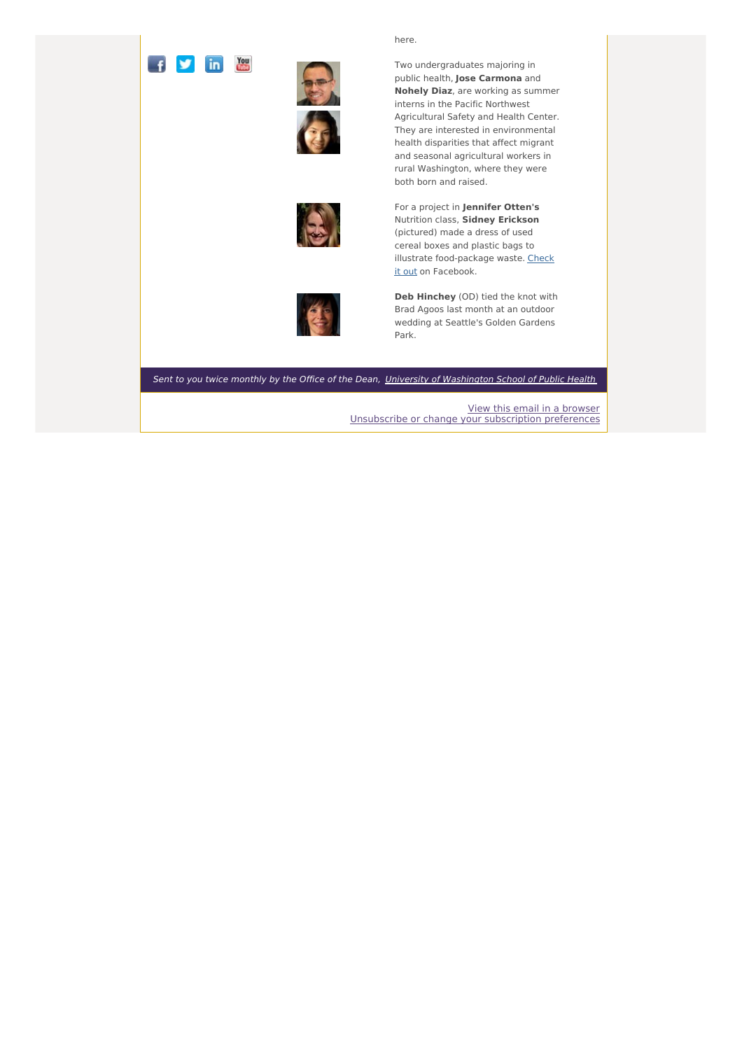here.

Two undergraduates majoring in public health, **Jose Carmona** and **Nohely Diaz**, are working as summer interns in the Pacific Northwest Agricultural Safety and Health Center. They are interested in environmental health disparities that affect migrant and seasonal agricultural workers in rural Washington, where they were both born and raised.

For a project in **Jennifer Otten's** Nutrition class, **Sidney Erickson** (pictured) made a dress of used cereal boxes and plastic bags to illustrate food-package waste. Check it out on Facebook.

**Deb Hinchey** (OD) tied the knot with Brad Agoos last month at an outdoor wedding at Seattle's Golden Gardens Park.

*Sent to you twice monthly by the Office of the Dean, University of Washington School of Public Health*

View this email in a browser
Unsubscribe or change your subscription preferences